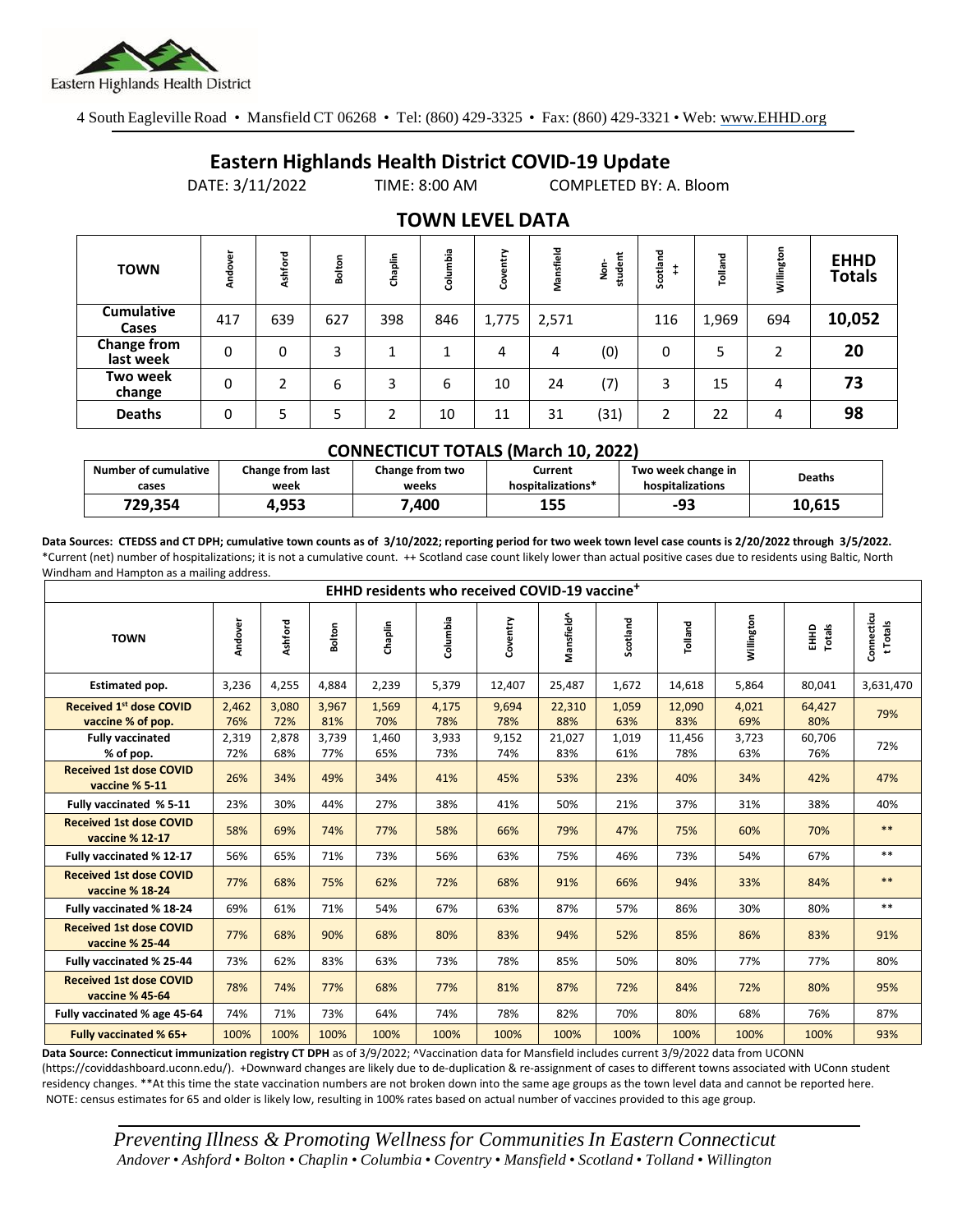Eastern Highlands Health District

4 South Eagleville Road • Mansfield CT 06268 • Tel: (860) 429-3325 • Fax: (860) 429-3321 • Web: www.EHHD.org

# Eastern Highlands Health District COVID-19 Update

DATE: 3/11/2022 TIME: 8:00 AM COMPLETED BY: A. Bloom

## TOWN LEVEL DATA

| TOWN | Andover | Ashford | Bolton | Chaplin | Columbia | Coventry | Mansfield | Non-student | Scotland ++ | Tolland | Willington | EHHD Totals |
|---|---|---|---|---|---|---|---|---|---|---|---|---|
| Cumulative Cases | 417 | 639 | 627 | 398 | 846 | 1,775 | 2,571 | | 116 | 1,969 | 694 | **10,052** |
| Change from last week | 0 | 0 | 3 | 1 | 1 | 4 | 4 | (0) | 0 | 5 | 2 | **20** |
| Two week change | 0 | 2 | 6 | 3 | 6 | 10 | 24 | (7) | 3 | 15 | 4 | **73** |
| Deaths | 0 | 5 | 5 | 2 | 10 | 11 | 31 | (31) | 2 | 22 | 4 | **98** |

### CONNECTICUT TOTALS (March 10, 2022)

| Number of cumulative cases | Change from last week | Change from two weeks | Current hospitalizations* | Two week change in hospitalizations | Deaths |
|---|---|---|---|---|---|
| 729,354 | 4,953 | 7,400 | 155 | -93 | 10,615 |

**Data Sources: CTEDSS and CT DPH; cumulative town counts as of 3/10/2022; reporting period for two week town level case counts is 2/20/2022 through 3/5/2022.** *Current (net) number of hospitalizations; it is not a cumulative count. ++ Scotland case count likely lower than actual positive cases due to residents using Baltic, North Windham and Hampton as a mailing address.

| EHHD residents who received COVID-19 vaccine+ | | | | | | | | | | | | |
|---|---|---|---|---|---|---|---|---|---|---|---|---|
| TOWN | Andover | Ashford | Bolton | Chaplin | Columbia | Coventry | Mansfield^ | Scotland | Tolland | Willington | EHHD Totals | Connecticut Totals |
| Estimated pop. | 3,236 | 4,255 | 4,884 | 2,239 | 5,379 | 12,407 | 25,487 | 1,672 | 14,618 | 5,864 | 80,041 | 3,631,470 |
| Received 1st dose COVID vaccine % of pop. | 2,462 76% | 3,080 72% | 3,967 81% | 1,569 70% | 4,175 78% | 9,694 78% | 22,310 88% | 1,059 63% | 12,090 83% | 4,021 69% | 64,427 80% | 79% |
| Fully vaccinated % of pop. | 2,319 72% | 2,878 68% | 3,739 77% | 1,460 65% | 3,933 73% | 9,152 74% | 21,027 83% | 1,019 61% | 11,456 78% | 3,723 63% | 60,706 76% | 72% |
| Received 1st dose COVID vaccine % 5-11 | 26% | 34% | 49% | 34% | 41% | 45% | 53% | 23% | 40% | 34% | 42% | 47% |
| Fully vaccinated % 5-11 | 23% | 30% | 44% | 27% | 38% | 41% | 50% | 21% | 37% | 31% | 38% | 40% |
| Received 1st dose COVID vaccine % 12-17 | 58% | 69% | 74% | 77% | 58% | 66% | 79% | 47% | 75% | 60% | 70% | ** |
| Fully vaccinated % 12-17 | 56% | 65% | 71% | 73% | 56% | 63% | 75% | 46% | 73% | 54% | 67% | ** |
| Received 1st dose COVID vaccine % 18-24 | 77% | 68% | 75% | 62% | 72% | 68% | 91% | 66% | 94% | 33% | 84% | ** |
| Fully vaccinated % 18-24 | 69% | 61% | 71% | 54% | 67% | 63% | 87% | 57% | 86% | 30% | 80% | ** |
| Received 1st dose COVID vaccine % 25-44 | 77% | 68% | 90% | 68% | 80% | 83% | 94% | 52% | 85% | 86% | 83% | 91% |
| Fully vaccinated % 25-44 | 73% | 62% | 83% | 63% | 73% | 78% | 85% | 50% | 80% | 77% | 77% | 80% |
| Received 1st dose COVID vaccine % 45-64 | 78% | 74% | 77% | 68% | 77% | 81% | 87% | 72% | 84% | 72% | 80% | 95% |
| Fully vaccinated % age 45-64 | 74% | 71% | 73% | 64% | 74% | 78% | 82% | 70% | 80% | 68% | 76% | 87% |
| Fully vaccinated % 65+ | 100% | 100% | 100% | 100% | 100% | 100% | 100% | 100% | 100% | 100% | 100% | 93% |

**Data Source: Connecticut immunization registry CT DPH** as of 3/9/2022; ^Vaccination data for Mansfield includes current 3/9/2022 data from UCONN (https://coviddashboard.uconn.edu/). +Downward changes are likely due to de-duplication & re-assignment of cases to different towns associated with UConn student residency changes. **At this time the state vaccination numbers are not broken down into the same age groups as the town level data and cannot be reported here. NOTE: census estimates for 65 and older is likely low, resulting in 100% rates based on actual number of vaccines provided to this age group.

*Preventing Illness & Promoting Wellness for Communities In Eastern Connecticut*
*Andover • Ashford • Bolton • Chaplin • Columbia • Coventry • Mansfield • Scotland • Tolland • Willington*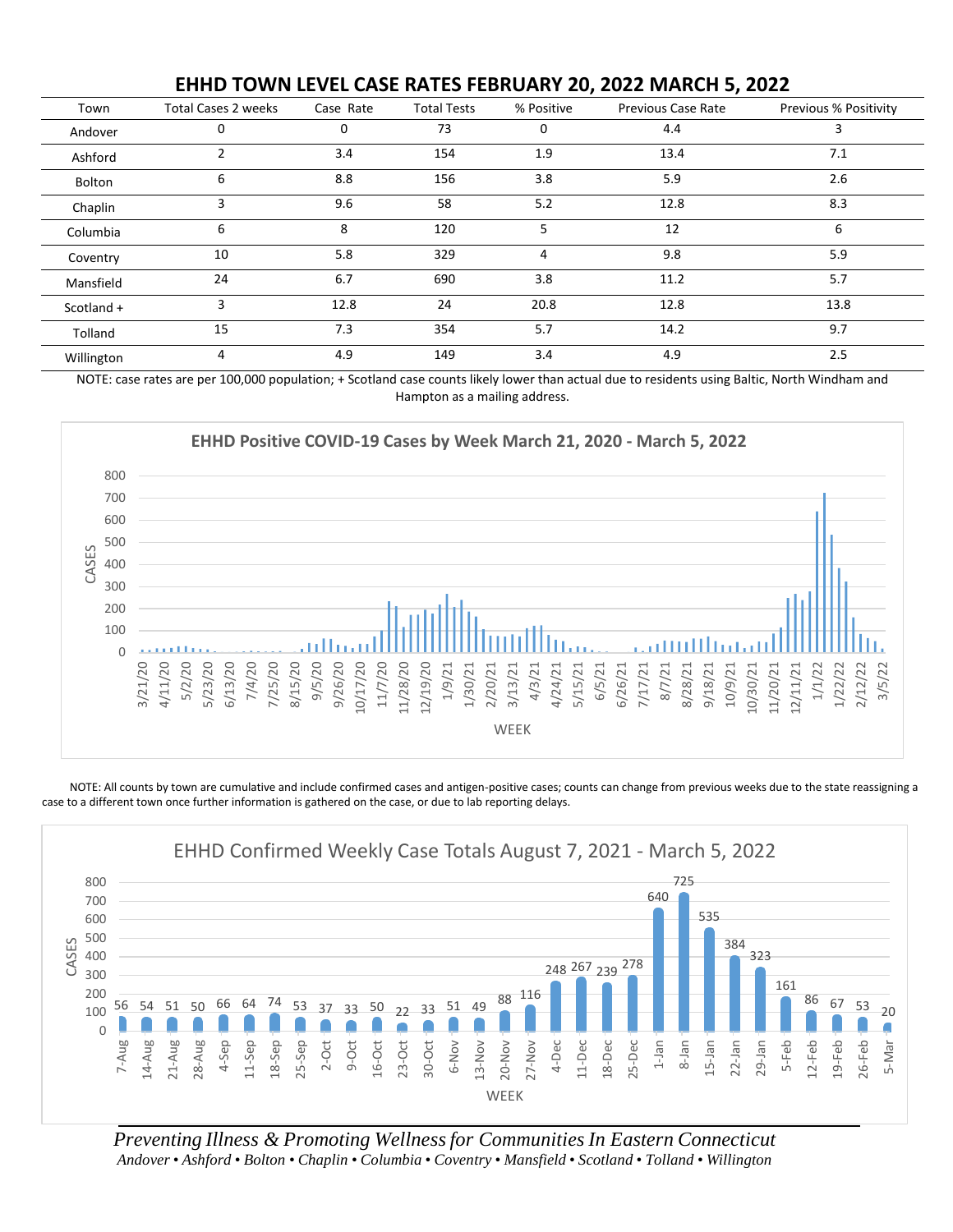## EHHD TOWN LEVEL CASE RATES FEBRUARY 20, 2022 MARCH 5, 2022

| Town | Total Cases 2 weeks | Case Rate | Total Tests | % Positive | Previous Case Rate | Previous % Positivity |
|---|---|---|---|---|---|---|
| Andover | 0 | 0 | 73 | 0 | 4.4 | 3 |
| Ashford | 2 | 3.4 | 154 | 1.9 | 13.4 | 7.1 |
| Bolton | 6 | 8.8 | 156 | 3.8 | 5.9 | 2.6 |
| Chaplin | 3 | 9.6 | 58 | 5.2 | 12.8 | 8.3 |
| Columbia | 6 | 8 | 120 | 5 | 12 | 6 |
| Coventry | 10 | 5.8 | 329 | 4 | 9.8 | 5.9 |
| Mansfield | 24 | 6.7 | 690 | 3.8 | 11.2 | 5.7 |
| Scotland + | 3 | 12.8 | 24 | 20.8 | 12.8 | 13.8 |
| Tolland | 15 | 7.3 | 354 | 5.7 | 14.2 | 9.7 |
| Willington | 4 | 4.9 | 149 | 3.4 | 4.9 | 2.5 |

NOTE: case rates are per 100,000 population; + Scotland case counts likely lower than actual due to residents using Baltic, North Windham and Hampton as a mailing address.

EHHD Positive COVID-19 Cases by Week March 21, 2020 - March 5, 2022

CASES

0
100
200
300
400
500
600
700
800

3/21/20 4/11/20 5/2/20 5/23/20 6/13/20 7/4/20 7/25/20 8/15/20 9/5/20 9/26/20 10/17/20 11/7/20 11/28/20 12/19/20 1/9/21 1/30/21 2/20/21 3/13/21 4/3/21 4/24/21 5/15/21 6/5/21 6/26/21 7/17/21 8/7/21 8/28/21 9/18/21 10/9/21 10/30/21 11/20/21 12/11/21 1/1/22 1/22/22 2/12/22 3/5/22

WEEK

NOTE: All counts by town are cumulative and include confirmed cases and antigen-positive cases; counts can change from previous weeks due to the state reassigning a case to a different town once further information is gathered on the case, or due to lab reporting delays.

EHHD Confirmed Weekly Case Totals August 7, 2021 - March 5, 2022

CASES

0
100
200
300
400
500
600
700
800

56 54 51 50 66 64 74 53 37 33 50 22 33 51 49 88 116 248 267 239 278 640 725 535 384 323 161 86 67 53 20

7-Aug 14-Aug 21-Aug 28-Aug 4-Sep 11-Sep 18-Sep 25-Sep 2-Oct 9-Oct 16-Oct 23-Oct 30-Oct 6-Nov 13-Nov 20-Nov 27-Nov 4-Dec 11-Dec 18-Dec 25-Dec 1-Jan 8-Jan 15-Jan 22-Jan 29-Jan 5-Feb 12-Feb 19-Feb 26-Feb 5-Mar

WEEK

*Preventing Illness & Promoting Wellness for Communities In Eastern Connecticut*

*Andover • Ashford • Bolton • Chaplin • Columbia • Coventry • Mansfield • Scotland • Tolland • Willington*